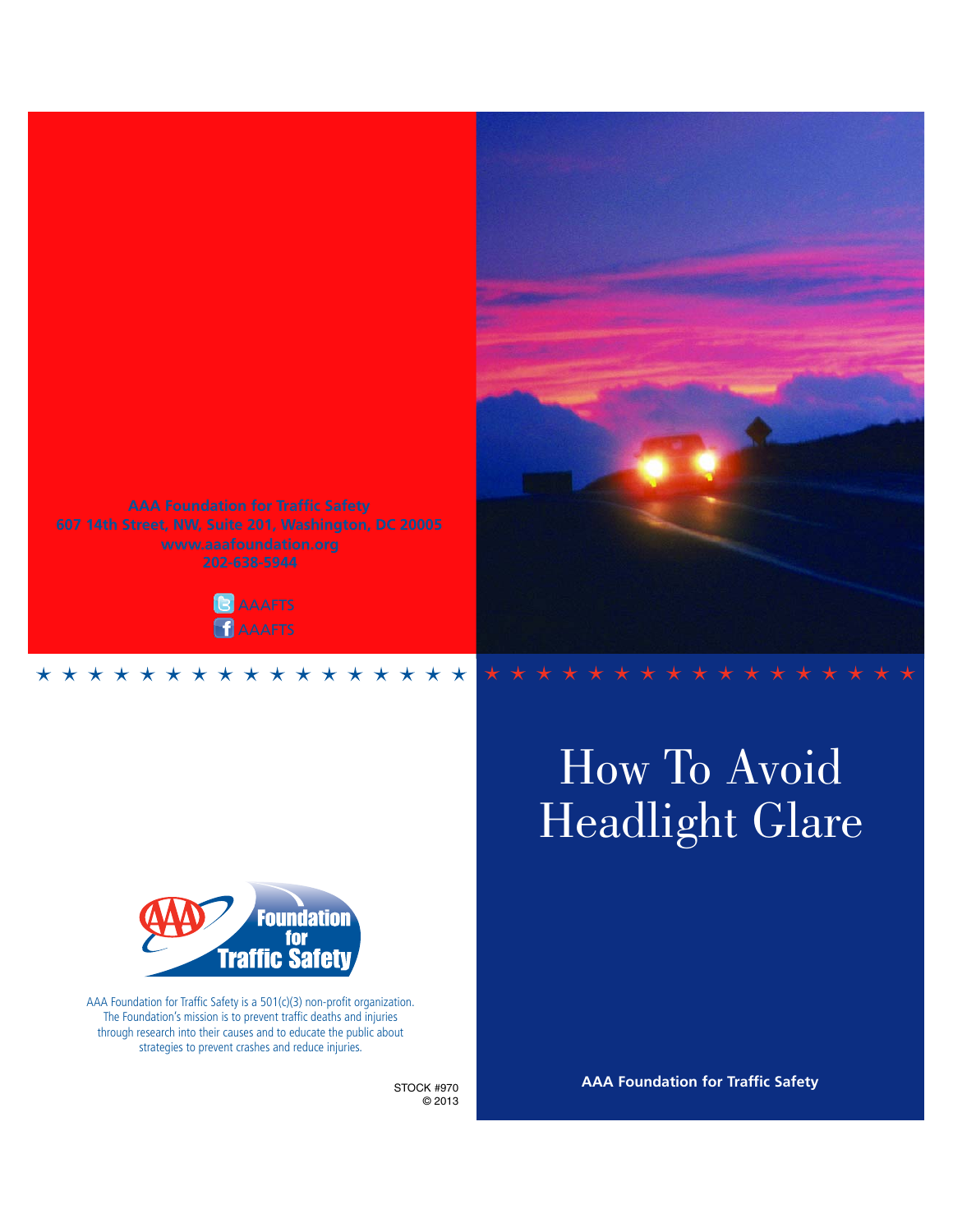AAA Foundation for Traffic Safety
607 14th Street, NW, Suite 201, Washington, DC 20005
www.aaafoundation.org
202-638-5944

AAAFTS
AAAFTS

# How To Avoid Headlight Glare

AAA Foundation for Traffic Safety is a 501(c)(3) non-profit organization. The Foundation's mission is to prevent traffic deaths and injuries through research into their causes and to educate the public about strategies to prevent crashes and reduce injuries.

STOCK #970
© 2013

**AAA Foundation for Traffic Safety**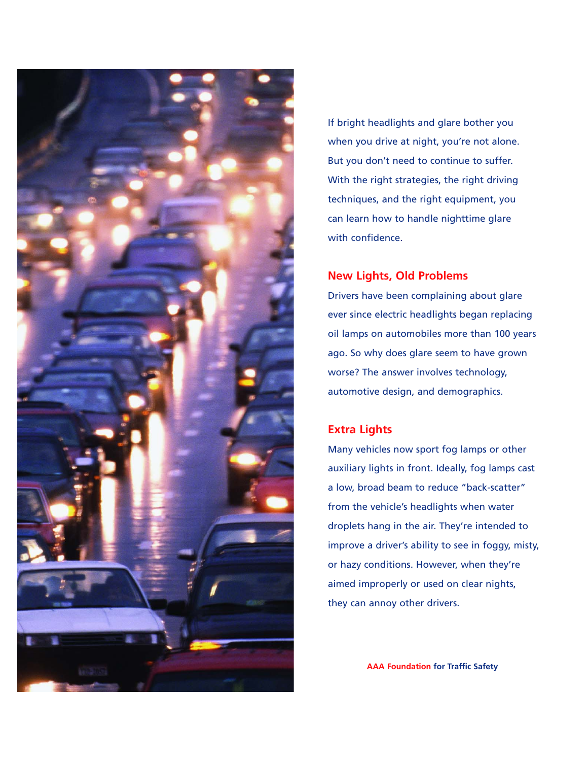If bright headlights and glare bother you when you drive at night, you're not alone. But you don't need to continue to suffer. With the right strategies, the right driving techniques, and the right equipment, you can learn how to handle nighttime glare with confidence.

## New Lights, Old Problems

Drivers have been complaining about glare ever since electric headlights began replacing oil lamps on automobiles more than 100 years ago. So why does glare seem to have grown worse? The answer involves technology, automotive design, and demographics.

## Extra Lights

Many vehicles now sport fog lamps or other auxiliary lights in front. Ideally, fog lamps cast a low, broad beam to reduce "back-scatter" from the vehicle's headlights when water droplets hang in the air. They're intended to improve a driver's ability to see in foggy, misty, or hazy conditions. However, when they're aimed improperly or used on clear nights, they can annoy other drivers.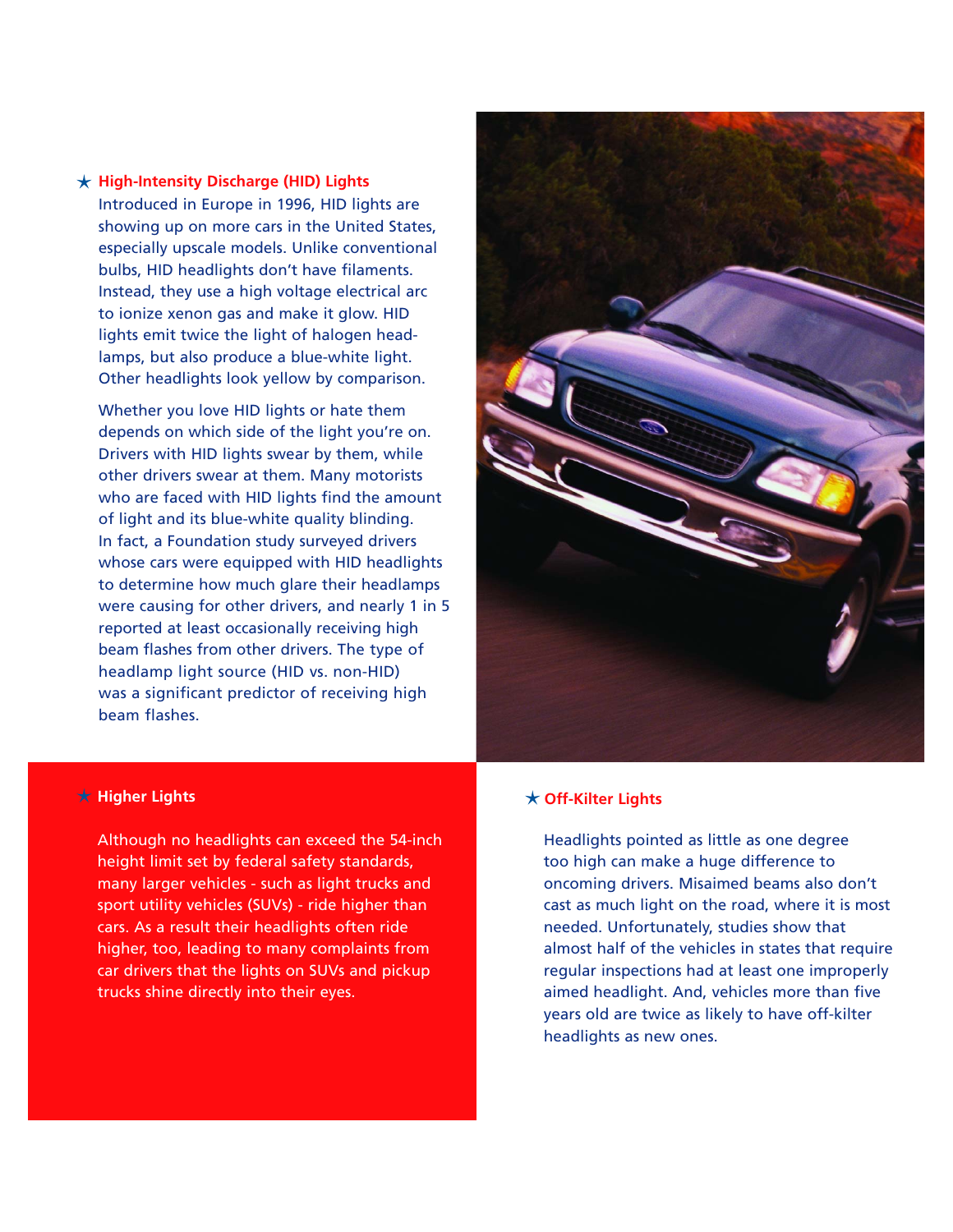### ★ High-Intensity Discharge (HID) Lights

Introduced in Europe in 1996, HID lights are showing up on more cars in the United States, especially upscale models. Unlike conventional bulbs, HID headlights don't have filaments. Instead, they use a high voltage electrical arc to ionize xenon gas and make it glow. HID lights emit twice the light of halogen headlamps, but also produce a blue-white light. Other headlights look yellow by comparison.

Whether you love HID lights or hate them depends on which side of the light you're on. Drivers with HID lights swear by them, while other drivers swear at them. Many motorists who are faced with HID lights find the amount of light and its blue-white quality blinding. In fact, a Foundation study surveyed drivers whose cars were equipped with HID headlights to determine how much glare their headlamps were causing for other drivers, and nearly 1 in 5 reported at least occasionally receiving high beam flashes from other drivers. The type of headlamp light source (HID vs. non-HID) was a significant predictor of receiving high beam flashes.

### ★ Higher Lights

Although no headlights can exceed the 54-inch height limit set by federal safety standards, many larger vehicles - such as light trucks and sport utility vehicles (SUVs) - ride higher than cars. As a result their headlights often ride higher, too, leading to many complaints from car drivers that the lights on SUVs and pickup trucks shine directly into their eyes.

### ★ Off-Kilter Lights

Headlights pointed as little as one degree too high can make a huge difference to oncoming drivers. Misaimed beams also don't cast as much light on the road, where it is most needed. Unfortunately, studies show that almost half of the vehicles in states that require regular inspections had at least one improperly aimed headlight. And, vehicles more than five years old are twice as likely to have off-kilter headlights as new ones.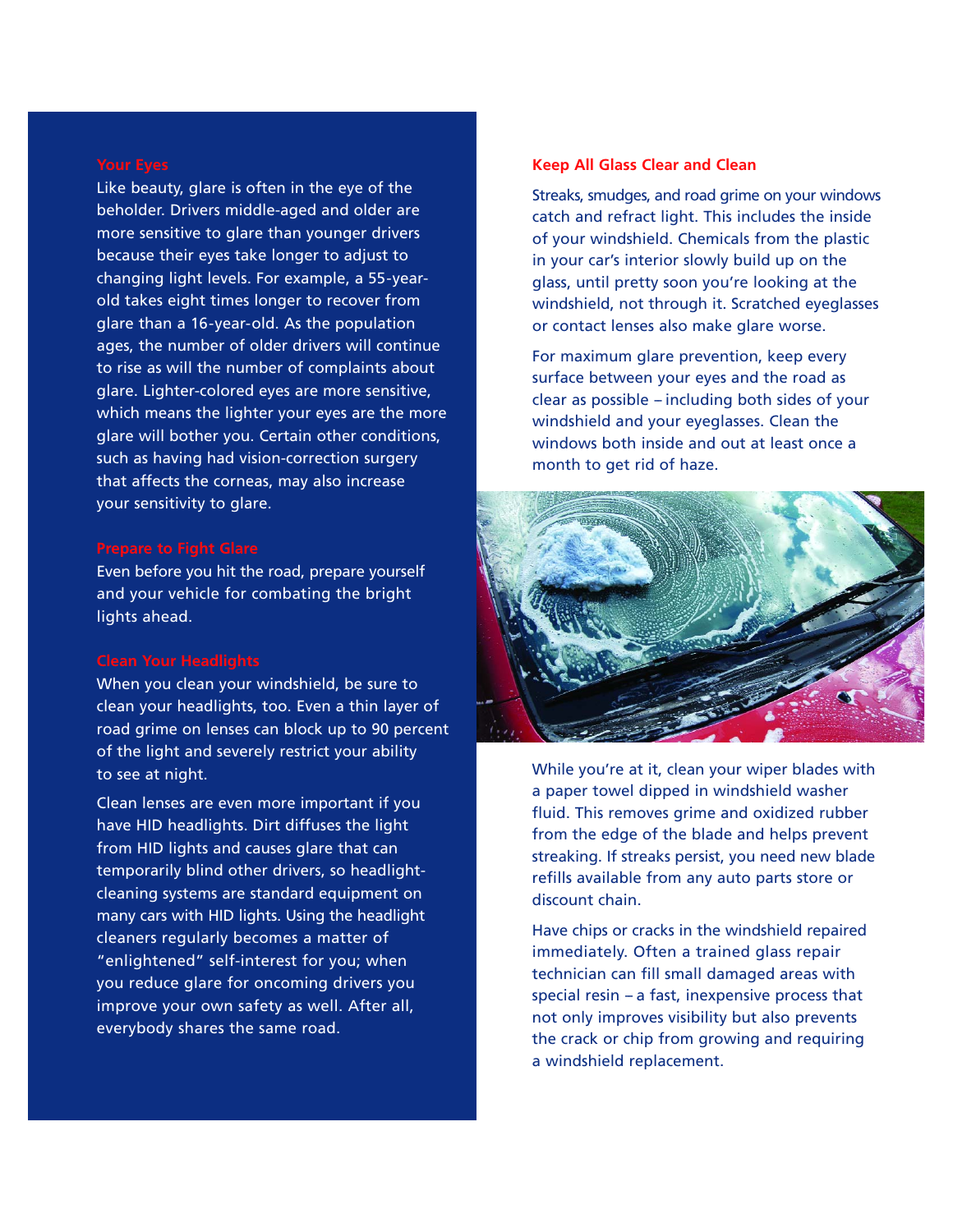## Your Eyes

Like beauty, glare is often in the eye of the beholder. Drivers middle-aged and older are more sensitive to glare than younger drivers because their eyes take longer to adjust to changing light levels. For example, a 55-year-old takes eight times longer to recover from glare than a 16-year-old. As the population ages, the number of older drivers will continue to rise as will the number of complaints about glare. Lighter-colored eyes are more sensitive, which means the lighter your eyes are the more glare will bother you. Certain other conditions, such as having had vision-correction surgery that affects the corneas, may also increase your sensitivity to glare.

## Prepare to Fight Glare

Even before you hit the road, prepare yourself and your vehicle for combating the bright lights ahead.

## Clean Your Headlights

When you clean your windshield, be sure to clean your headlights, too. Even a thin layer of road grime on lenses can block up to 90 percent of the light and severely restrict your ability to see at night.

Clean lenses are even more important if you have HID headlights. Dirt diffuses the light from HID lights and causes glare that can temporarily blind other drivers, so headlight-cleaning systems are standard equipment on many cars with HID lights. Using the headlight cleaners regularly becomes a matter of "enlightened" self-interest for you; when you reduce glare for oncoming drivers you improve your own safety as well. After all, everybody shares the same road.

## Keep All Glass Clear and Clean

Streaks, smudges, and road grime on your windows catch and refract light. This includes the inside of your windshield. Chemicals from the plastic in your car's interior slowly build up on the glass, until pretty soon you're looking at the windshield, not through it. Scratched eyeglasses or contact lenses also make glare worse.

For maximum glare prevention, keep every surface between your eyes and the road as clear as possible – including both sides of your windshield and your eyeglasses. Clean the windows both inside and out at least once a month to get rid of haze.

While you're at it, clean your wiper blades with a paper towel dipped in windshield washer fluid. This removes grime and oxidized rubber from the edge of the blade and helps prevent streaking. If streaks persist, you need new blade refills available from any auto parts store or discount chain.

Have chips or cracks in the windshield repaired immediately. Often a trained glass repair technician can fill small damaged areas with special resin – a fast, inexpensive process that not only improves visibility but also prevents the crack or chip from growing and requiring a windshield replacement.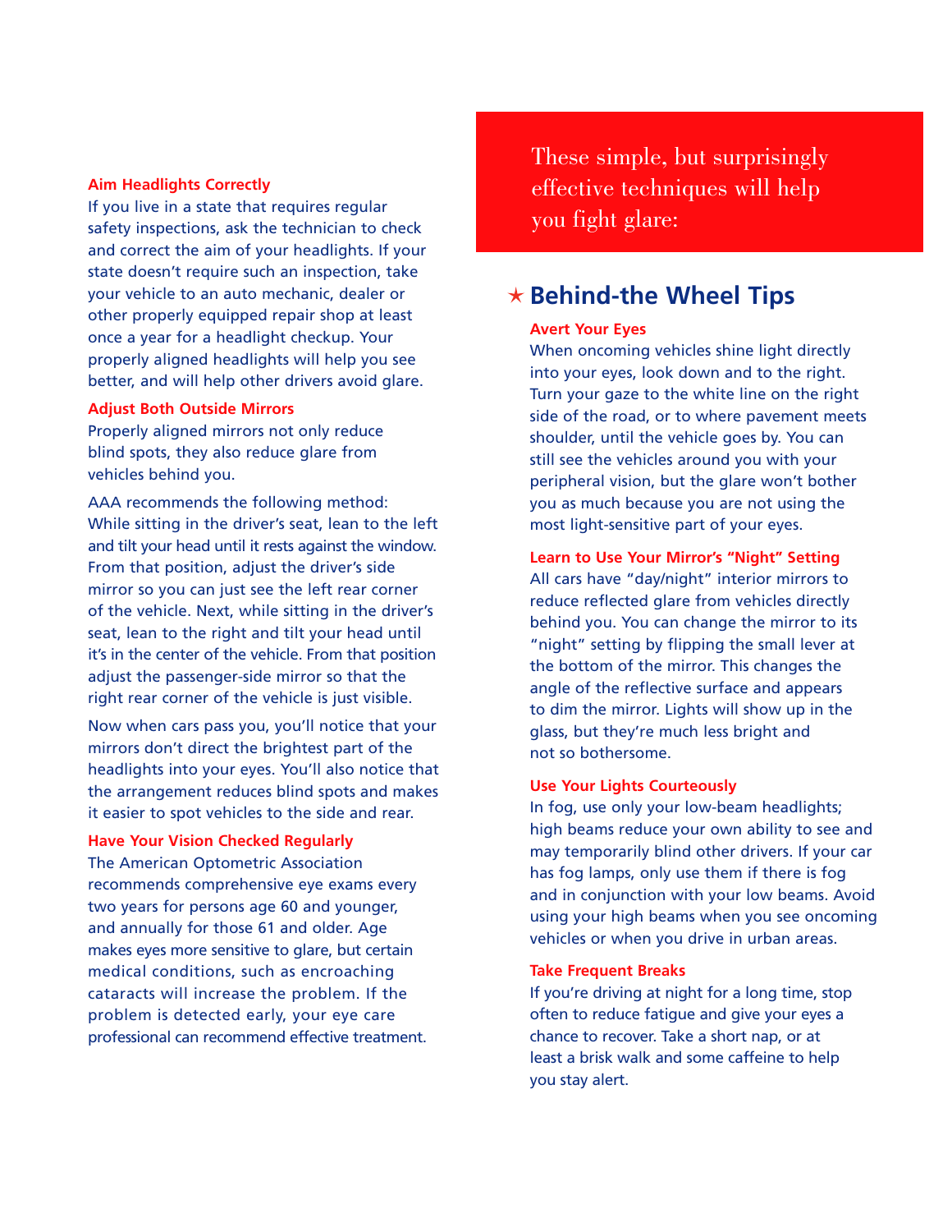### Aim Headlights Correctly

If you live in a state that requires regular safety inspections, ask the technician to check and correct the aim of your headlights. If your state doesn't require such an inspection, take your vehicle to an auto mechanic, dealer or other properly equipped repair shop at least once a year for a headlight checkup. Your properly aligned headlights will help you see better, and will help other drivers avoid glare.

### Adjust Both Outside Mirrors

Properly aligned mirrors not only reduce blind spots, they also reduce glare from vehicles behind you.

AAA recommends the following method: While sitting in the driver's seat, lean to the left and tilt your head until it rests against the window. From that position, adjust the driver's side mirror so you can just see the left rear corner of the vehicle. Next, while sitting in the driver's seat, lean to the right and tilt your head until it's in the center of the vehicle. From that position adjust the passenger-side mirror so that the right rear corner of the vehicle is just visible.

Now when cars pass you, you'll notice that your mirrors don't direct the brightest part of the headlights into your eyes. You'll also notice that the arrangement reduces blind spots and makes it easier to spot vehicles to the side and rear.

### Have Your Vision Checked Regularly

The American Optometric Association recommends comprehensive eye exams every two years for persons age 60 and younger, and annually for those 61 and older. Age makes eyes more sensitive to glare, but certain medical conditions, such as encroaching cataracts will increase the problem. If the problem is detected early, your eye care professional can recommend effective treatment.

These simple, but surprisingly effective techniques will help you fight glare:

## ★ Behind-the Wheel Tips

### Avert Your Eyes

When oncoming vehicles shine light directly into your eyes, look down and to the right. Turn your gaze to the white line on the right side of the road, or to where pavement meets shoulder, until the vehicle goes by. You can still see the vehicles around you with your peripheral vision, but the glare won't bother you as much because you are not using the most light-sensitive part of your eyes.

### Learn to Use Your Mirror's "Night" Setting

All cars have "day/night" interior mirrors to reduce reflected glare from vehicles directly behind you. You can change the mirror to its "night" setting by flipping the small lever at the bottom of the mirror. This changes the angle of the reflective surface and appears to dim the mirror. Lights will show up in the glass, but they're much less bright and not so bothersome.

### Use Your Lights Courteously

In fog, use only your low-beam headlights; high beams reduce your own ability to see and may temporarily blind other drivers. If your car has fog lamps, only use them if there is fog and in conjunction with your low beams. Avoid using your high beams when you see oncoming vehicles or when you drive in urban areas.

### Take Frequent Breaks

If you're driving at night for a long time, stop often to reduce fatigue and give your eyes a chance to recover. Take a short nap, or at least a brisk walk and some caffeine to help you stay alert.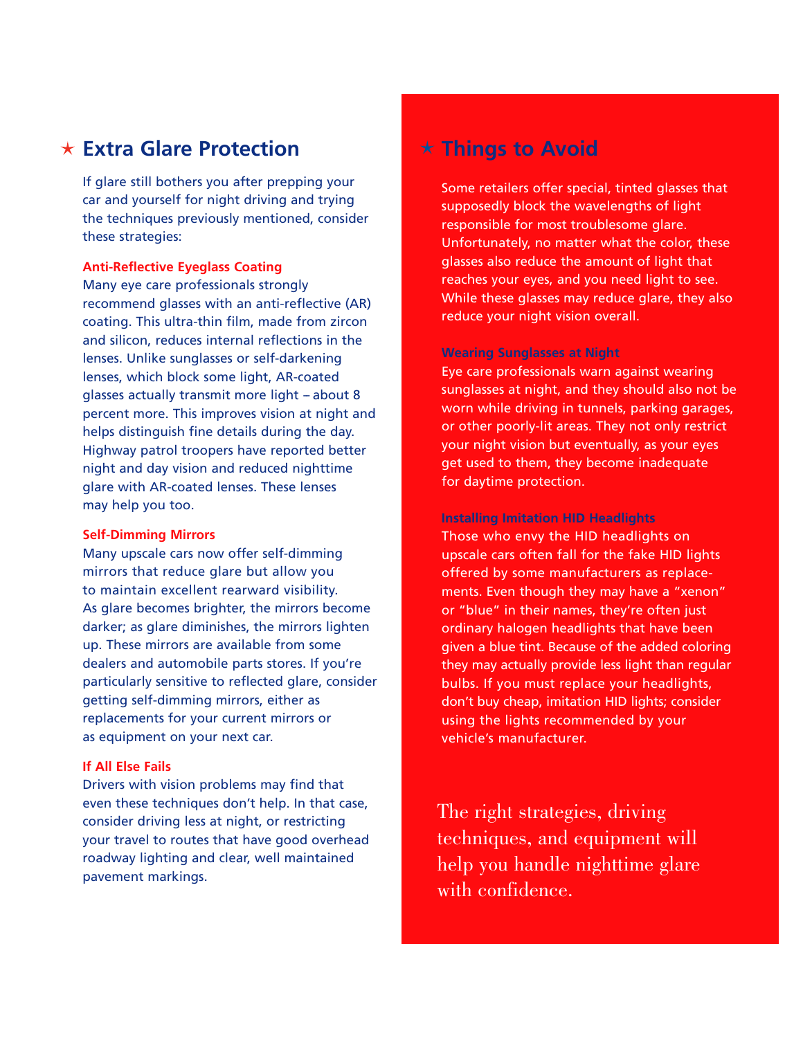## ★ Extra Glare Protection

If glare still bothers you after prepping your car and yourself for night driving and trying the techniques previously mentioned, consider these strategies:

### Anti-Reflective Eyeglass Coating

Many eye care professionals strongly recommend glasses with an anti-reflective (AR) coating. This ultra-thin film, made from zircon and silicon, reduces internal reflections in the lenses. Unlike sunglasses or self-darkening lenses, which block some light, AR-coated glasses actually transmit more light – about 8 percent more. This improves vision at night and helps distinguish fine details during the day. Highway patrol troopers have reported better night and day vision and reduced nighttime glare with AR-coated lenses. These lenses may help you too.

### Self-Dimming Mirrors

Many upscale cars now offer self-dimming mirrors that reduce glare but allow you to maintain excellent rearward visibility. As glare becomes brighter, the mirrors become darker; as glare diminishes, the mirrors lighten up. These mirrors are available from some dealers and automobile parts stores. If you're particularly sensitive to reflected glare, consider getting self-dimming mirrors, either as replacements for your current mirrors or as equipment on your next car.

### If All Else Fails

Drivers with vision problems may find that even these techniques don't help. In that case, consider driving less at night, or restricting your travel to routes that have good overhead roadway lighting and clear, well maintained pavement markings.

## ★ Things to Avoid

Some retailers offer special, tinted glasses that supposedly block the wavelengths of light responsible for most troublesome glare. Unfortunately, no matter what the color, these glasses also reduce the amount of light that reaches your eyes, and you need light to see. While these glasses may reduce glare, they also reduce your night vision overall.

### Wearing Sunglasses at Night

Eye care professionals warn against wearing sunglasses at night, and they should also not be worn while driving in tunnels, parking garages, or other poorly-lit areas. They not only restrict your night vision but eventually, as your eyes get used to them, they become inadequate for daytime protection.

### Installing Imitation HID Headlights

Those who envy the HID headlights on upscale cars often fall for the fake HID lights offered by some manufacturers as replacements. Even though they may have a "xenon" or "blue" in their names, they're often just ordinary halogen headlights that have been given a blue tint. Because of the added coloring they may actually provide less light than regular bulbs. If you must replace your headlights, don't buy cheap, imitation HID lights; consider using the lights recommended by your vehicle's manufacturer.

The right strategies, driving techniques, and equipment will help you handle nighttime glare with confidence.